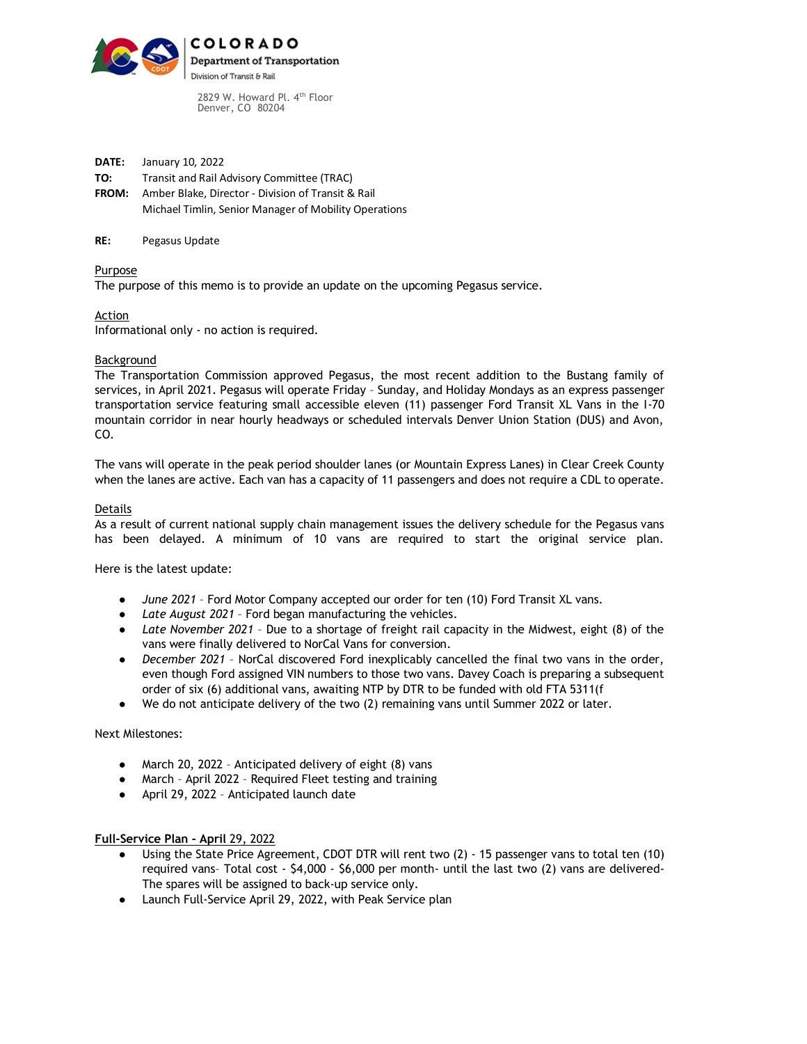**COLORADO**
**Department of Transportation**
Division of Transit & Rail

2829 W. Howard Pl. 4th Floor
Denver, CO 80204

**DATE:** January 10, 2022
**TO:** Transit and Rail Advisory Committee (TRAC)
**FROM:** Amber Blake, Director - Division of Transit & Rail
Michael Timlin, Senior Manager of Mobility Operations

**RE:** Pegasus Update

Purpose
The purpose of this memo is to provide an update on the upcoming Pegasus service.

Action
Informational only - no action is required.

Background
The Transportation Commission approved Pegasus, the most recent addition to the Bustang family of services, in April 2021. Pegasus will operate Friday – Sunday, and Holiday Mondays as an express passenger transportation service featuring small accessible eleven (11) passenger Ford Transit XL Vans in the I-70 mountain corridor in near hourly headways or scheduled intervals Denver Union Station (DUS) and Avon, CO.

The vans will operate in the peak period shoulder lanes (or Mountain Express Lanes) in Clear Creek County when the lanes are active. Each van has a capacity of 11 passengers and does not require a CDL to operate.

Details
As a result of current national supply chain management issues the delivery schedule for the Pegasus vans has been delayed. A minimum of 10 vans are required to start the original service plan.

Here is the latest update:

- *June 2021* – Ford Motor Company accepted our order for ten (10) Ford Transit XL vans.
- *Late August 2021* – Ford began manufacturing the vehicles.
- *Late November 2021* – Due to a shortage of freight rail capacity in the Midwest, eight (8) of the vans were finally delivered to NorCal Vans for conversion.
- *December 2021* – NorCal discovered Ford inexplicably cancelled the final two vans in the order, even though Ford assigned VIN numbers to those two vans. Davey Coach is preparing a subsequent order of six (6) additional vans, awaiting NTP by DTR to be funded with old FTA 5311(f
- We do not anticipate delivery of the two (2) remaining vans until Summer 2022 or later.

Next Milestones:

- March 20, 2022 – Anticipated delivery of eight (8) vans
- March – April 2022 – Required Fleet testing and training
- April 29, 2022 – Anticipated launch date

**Full-Service Plan - April 29, 2022**

- Using the State Price Agreement, CDOT DTR will rent two (2) - 15 passenger vans to total ten (10) required vans– Total cost - $4,000 - $6,000 per month- until the last two (2) vans are delivered- The spares will be assigned to back-up service only.
- Launch Full-Service April 29, 2022, with Peak Service plan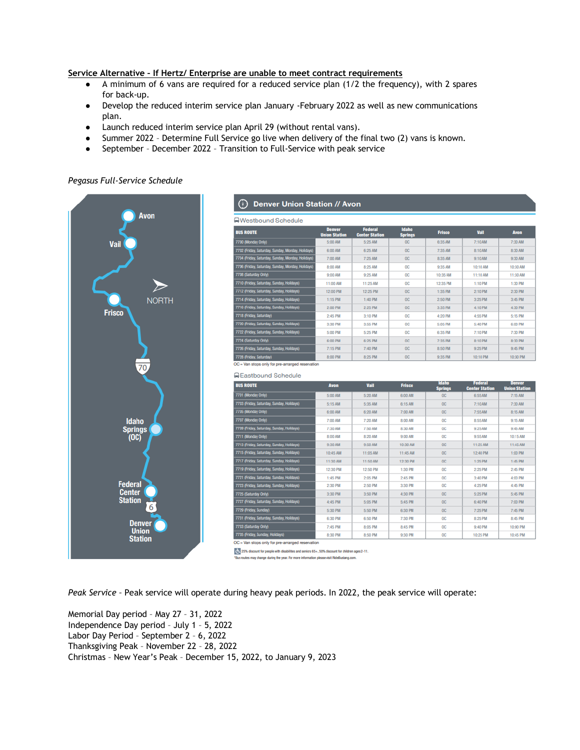**Service Alternative - If Hertz/ Enterprise are unable to meet contract requirements**

- A minimum of 6 vans are required for a reduced service plan (1/2 the frequency), with 2 spares for back-up.
- Develop the reduced interim service plan January -February 2022 as well as new communications plan.
- Launch reduced interim service plan April 29 (without rental vans).
- Summer 2022 – Determine Full Service go live when delivery of the final two (2) vans is known.
- September – December 2022 – Transition to Full-Service with peak service

*Pegasus Full-Service Schedule*

Avon
Vail
NORTH
Frisco
70
Idaho Springs (OC)
Federal Center Station
6
Denver Union Station

## Denver Union Station // Avon

**Westbound Schedule**

| BUS ROUTE | Denver Union Station | Federal Center Station | Idaho Springs | Frisco | Vail | Avon |
|---|---|---|---|---|---|---|
| 7700 (Monday Only) | 5:00 AM | 5:25 AM | OC | 6:35 AM | 7:10 AM | 7:30 AM |
| 7702 (Friday, Saturday, Sunday, Monday, Holidays) | 6:00 AM | 6:25 AM | OC | 7:35 AM | 8:10 AM | 8:30 AM |
| 7704 (Friday, Saturday, Sunday, Monday, Holidays) | 7:00 AM | 7:25 AM | OC | 8:35 AM | 9:10 AM | 9:30 AM |
| 7706 (Friday, Saturday, Sunday, Monday, Holidays) | 8:00 AM | 8:25 AM | OC | 9:35 AM | 10:10 AM | 10:30 AM |
| 7708 (Saturday Only) | 9:00 AM | 9:25 AM | OC | 10:35 AM | 11:10 AM | 11:30 AM |
| 7710 (Friday, Saturday, Sunday, Holidays) | 11:00 AM | 11:25 AM | OC | 12:35 PM | 1:10 PM | 1:30 PM |
| 7712 (Friday, Saturday, Sunday, Holidays) | 12:00 PM | 12:25 PM | OC | 1:35 PM | 2:10 PM | 2:30 PM |
| 7714 (Friday, Saturday, Sunday, Holidays) | 1:15 PM | 1:40 PM | OC | 2:50 PM | 3:25 PM | 3:45 PM |
| 7716 (Friday, Saturday, Sunday, Holidays) | 2:00 PM | 2:25 PM | OC | 3:35 PM | 4:10 PM | 4:30 PM |
| 7718 (Friday, Saturday) | 2:45 PM | 3:10 PM | OC | 4:20 PM | 4:55 PM | 5:15 PM |
| 7720 (Friday, Saturday, Sunday, Holidays) | 3:30 PM | 3:55 PM | OC | 5:05 PM | 5:40 PM | 6:00 PM |
| 7722 (Friday, Saturday, Sunday, Holidays) | 5:00 PM | 5:25 PM | OC | 6:35 PM | 7:10 PM | 7:30 PM |
| 7724 (Saturday Only) | 6:00 PM | 6:25 PM | OC | 7:35 PM | 8:10 PM | 8:30 PM |
| 7726 (Friday, Saturday, Sunday, Holidays) | 7:15 PM | 7:40 PM | OC | 8:50 PM | 9:25 PM | 9:45 PM |
| 7728 (Friday, Saturday) | 8:00 PM | 8:25 PM | OC | 9:35 PM | 10:10 PM | 10:30 PM |

OC = Van stops only for pre-arranged reservation

**Eastbound Schedule**

| BUS ROUTE | Avon | Vail | Frisco | Idaho Springs | Federal Center Station | Denver Union Station |
|---|---|---|---|---|---|---|
| 7701 (Monday Only) | 5:00 AM | 5:20 AM | 6:00 AM | OC | 6:55 AM | 7:15 AM |
| 7703 (Friday, Saturday, Sunday, Holidays) | 5:15 AM | 5:35 AM | 6:15 AM | OC | 7:10 AM | 7:30 AM |
| 7705 (Monday Only) | 6:00 AM | 6:20 AM | 7:00 AM | OC | 7:55 AM | 8:15 AM |
| 7707 (Monday Only) | 7:00 AM | 7:20 AM | 8:00 AM | OC | 8:55 AM | 9:15 AM |
| 7709 (Friday, Saturday, Sunday, Holidays) | 7:30 AM | 7:50 AM | 8:30 AM | OC | 9:25 AM | 9:45 AM |
| 7711 (Monday Only) | 8:00 AM | 8:20 AM | 9:00 AM | OC | 9:55 AM | 10:15 AM |
| 7713 (Friday, Saturday, Sunday, Holidays) | 9:30 AM | 9:50 AM | 10:30 AM | OC | 11:25 AM | 11:45 AM |
| 7715 (Friday, Saturday, Sunday, Holidays) | 10:45 AM | 11:05 AM | 11:45 AM | OC | 12:40 PM | 1:00 PM |
| 7717 (Friday, Saturday, Sunday, Holidays) | 11:30 AM | 11:50 AM | 12:30 PM | OC | 1:25 PM | 1:45 PM |
| 7719 (Friday, Saturday, Sunday, Holidays) | 12:30 PM | 12:50 PM | 1:30 PM | OC | 2:25 PM | 2:45 PM |
| 7721 (Friday, Saturday, Sunday, Holidays) | 1:45 PM | 2:05 PM | 2:45 PM | OC | 3:40 PM | 4:00 PM |
| 7723 (Friday, Saturday, Sunday, Holidays) | 2:30 PM | 2:50 PM | 3:30 PM | OC | 4:25 PM | 4:45 PM |
| 7725 (Saturday Only) | 3:30 PM | 3:50 PM | 4:30 PM | OC | 5:25 PM | 5:45 PM |
| 7727 (Friday, Saturday, Sunday, Holidays) | 4:45 PM | 5:05 PM | 5:45 PM | OC | 6:40 PM | 7:00 PM |
| 7729 (Friday, Sunday) | 5:30 PM | 5:50 PM | 6:30 PM | OC | 7:25 PM | 7:45 PM |
| 7731 (Friday, Saturday, Sunday, Holidays) | 6:30 PM | 6:50 PM | 7:30 PM | OC | 8:25 PM | 8:45 PM |
| 7733 (Saturday Only) | 7:45 PM | 8:05 PM | 8:45 PM | OC | 9:40 PM | 10:00 PM |
| 7735 (Friday, Sunday, Holidays) | 8:30 PM | 8:50 PM | 9:30 PM | OC | 10:25 PM | 10:45 PM |

OC = Van stops only for pre-arranged reservation

25% discount for people with disabilities and seniors 65+, 50% discount for children ages 2-11.

*Bus routes may change during the year. For more information please visit RideBustang.com.

*Peak Service* – Peak service will operate during heavy peak periods. In 2022, the peak service will operate:

Memorial Day period – May 27 – 31, 2022
Independence Day period – July 1 – 5, 2022
Labor Day Period – September 2 – 6, 2022
Thanksgiving Peak – November 22 – 28, 2022
Christmas – New Year's Peak – December 15, 2022, to January 9, 2023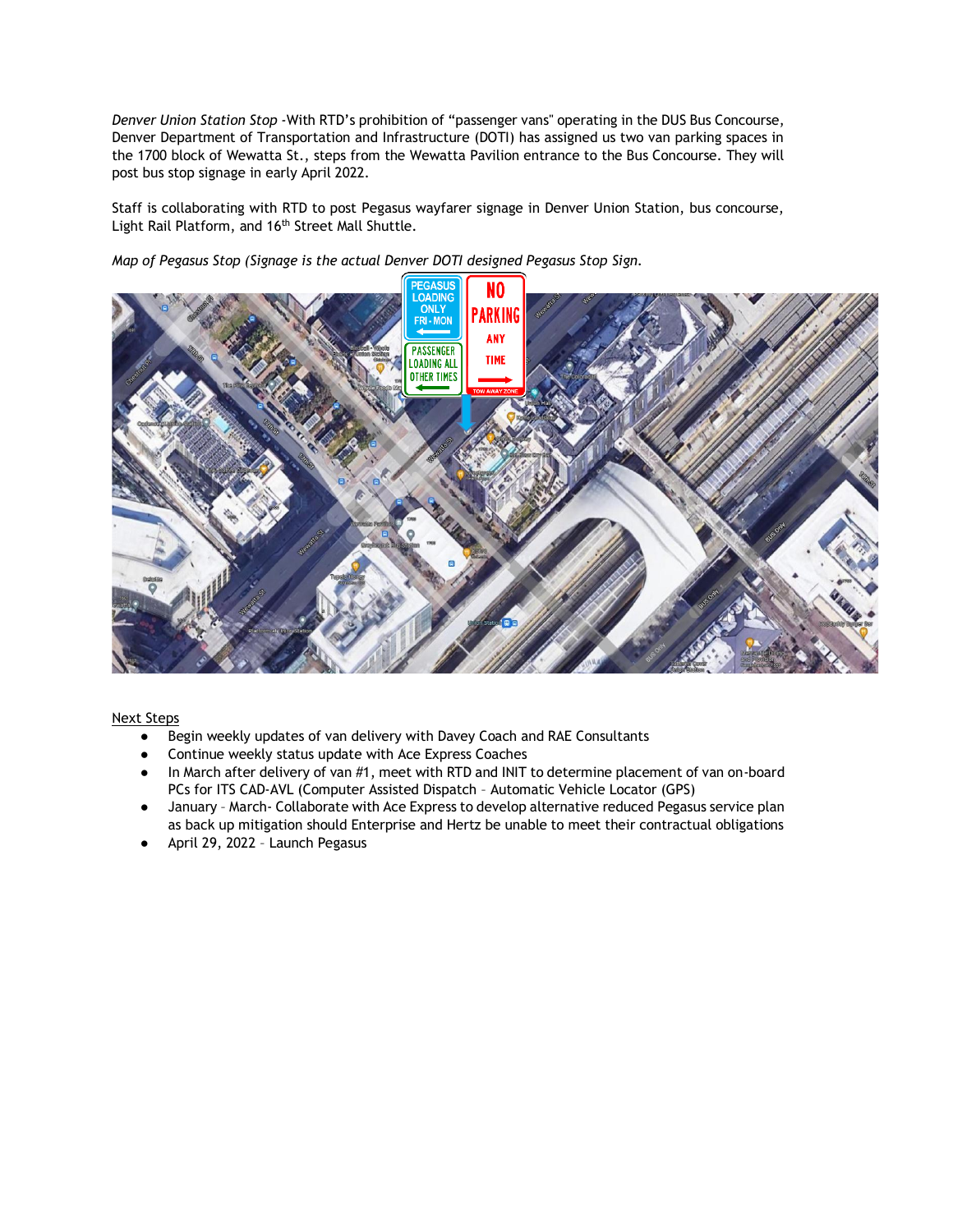*Denver Union Station Stop* -With RTD's prohibition of "passenger vans" operating in the DUS Bus Concourse, Denver Department of Transportation and Infrastructure (DOTI) has assigned us two van parking spaces in the 1700 block of Wewatta St., steps from the Wewatta Pavilion entrance to the Bus Concourse. They will post bus stop signage in early April 2022.

Staff is collaborating with RTD to post Pegasus wayfarer signage in Denver Union Station, bus concourse, Light Rail Platform, and 16th Street Mall Shuttle.

*Map of Pegasus Stop (Signage is the actual Denver DOTI designed Pegasus Stop Sign.*

<u>Next Steps</u>

- Begin weekly updates of van delivery with Davey Coach and RAE Consultants
- Continue weekly status update with Ace Express Coaches
- In March after delivery of van #1, meet with RTD and INIT to determine placement of van on-board PCs for ITS CAD-AVL (Computer Assisted Dispatch – Automatic Vehicle Locator (GPS)
- January – March- Collaborate with Ace Express to develop alternative reduced Pegasus service plan as back up mitigation should Enterprise and Hertz be unable to meet their contractual obligations
- April 29, 2022 – Launch Pegasus